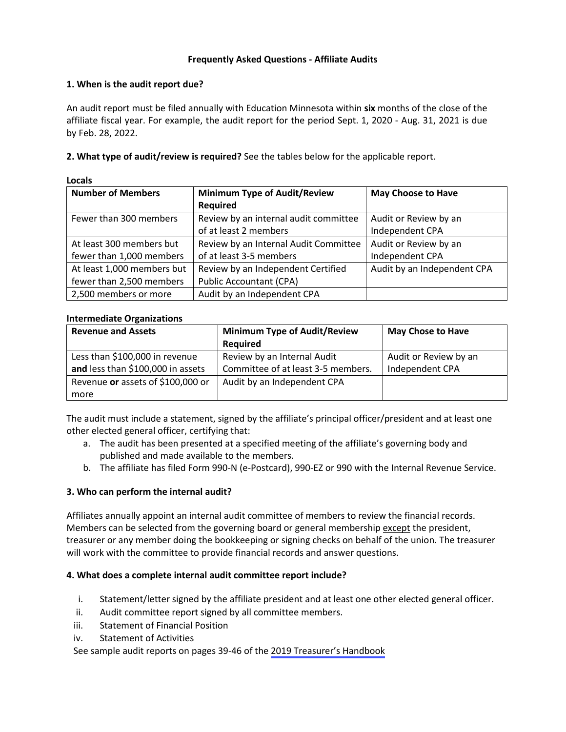# Frequently Asked Questions - Affiliate Audits

## 1. When is the audit report due?

An audit report must be filed annually with Education Minnesota within **six** months of the close of the affiliate fiscal year. For example, the audit report for the period Sept. 1, 2020 - Aug. 31, 2021 is due by Feb. 28, 2022.

## 2. What type of audit/review is required? 

See the tables below for the applicable report.

**Locals**

| Number of Members | Minimum Type of Audit/Review Required | May Choose to Have |
|---|---|---|
| Fewer than 300 members | Review by an internal audit committee of at least 2 members | Audit or Review by an Independent CPA |
| At least 300 members but fewer than 1,000 members | Review by an Internal Audit Committee of at least 3-5 members | Audit or Review by an Independent CPA |
| At least 1,000 members but fewer than 2,500 members | Review by an Independent Certified Public Accountant (CPA) | Audit by an Independent CPA |
| 2,500 members or more | Audit by an Independent CPA | |

**Intermediate Organizations**

| Revenue and Assets | Minimum Type of Audit/Review Required | May Chose to Have |
|---|---|---|
| Less than $100,000 in revenue **and** less than $100,000 in assets | Review by an Internal Audit Committee of at least 3-5 members. | Audit or Review by an Independent CPA |
| Revenue **or** assets of $100,000 or more | Audit by an Independent CPA | |

The audit must include a statement, signed by the affiliate's principal officer/president and at least one other elected general officer, certifying that:

a. The audit has been presented at a specified meeting of the affiliate's governing body and published and made available to the members.
b. The affiliate has filed Form 990-N (e-Postcard), 990-EZ or 990 with the Internal Revenue Service.

## 3. Who can perform the internal audit?

Affiliates annually appoint an internal audit committee of members to review the financial records. Members can be selected from the governing board or general membership except the president, treasurer or any member doing the bookkeeping or signing checks on behalf of the union. The treasurer will work with the committee to provide financial records and answer questions.

## 4. What does a complete internal audit committee report include?

i. Statement/letter signed by the affiliate president and at least one other elected general officer.
ii. Audit committee report signed by all committee members.
iii. Statement of Financial Position
iv. Statement of Activities

See sample audit reports on pages 39-46 of the 2019 Treasurer's Handbook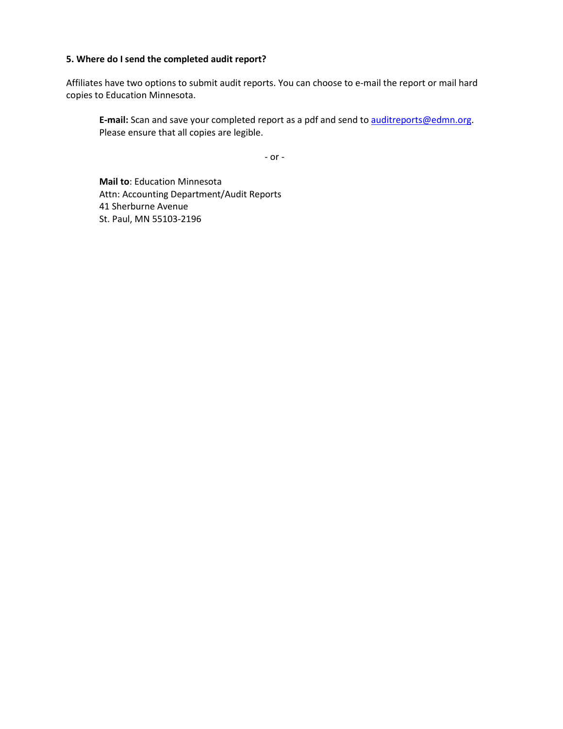**5. Where do I send the completed audit report?**

Affiliates have two options to submit audit reports. You can choose to e-mail the report or mail hard copies to Education Minnesota.

> **E-mail:** Scan and save your completed report as a pdf and send to auditreports@edmn.org. Please ensure that all copies are legible.
>
> \- or -
>
> **Mail to**: Education Minnesota  
> Attn: Accounting Department/Audit Reports  
> 41 Sherburne Avenue  
> St. Paul, MN 55103-2196